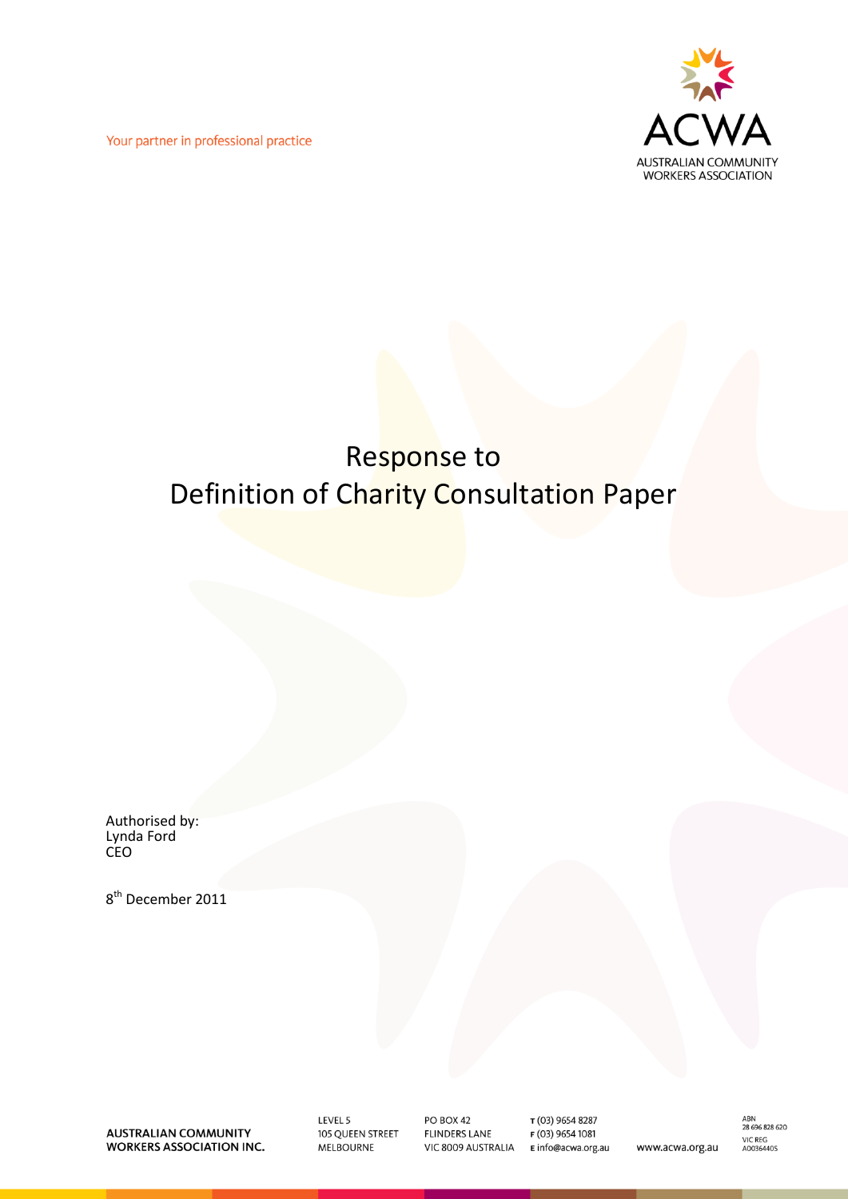Your partner in professional practice

ACWA
AUSTRALIAN COMMUNITY WORKERS ASSOCIATION

# Response to Definition of Charity Consultation Paper

Authorised by:
Lynda Ford
CEO

8th December 2011

AUSTRALIAN COMMUNITY WORKERS ASSOCIATION INC.

LEVEL 5
105 QUEEN STREET
MELBOURNE

PO BOX 42
FLINDERS LANE
VIC 8009 AUSTRALIA

T (03) 9654 8287
F (03) 9654 1081
E info@acwa.org.au

www.acwa.org.au

ABN
28 696 828 620
VIC REG
A0036440S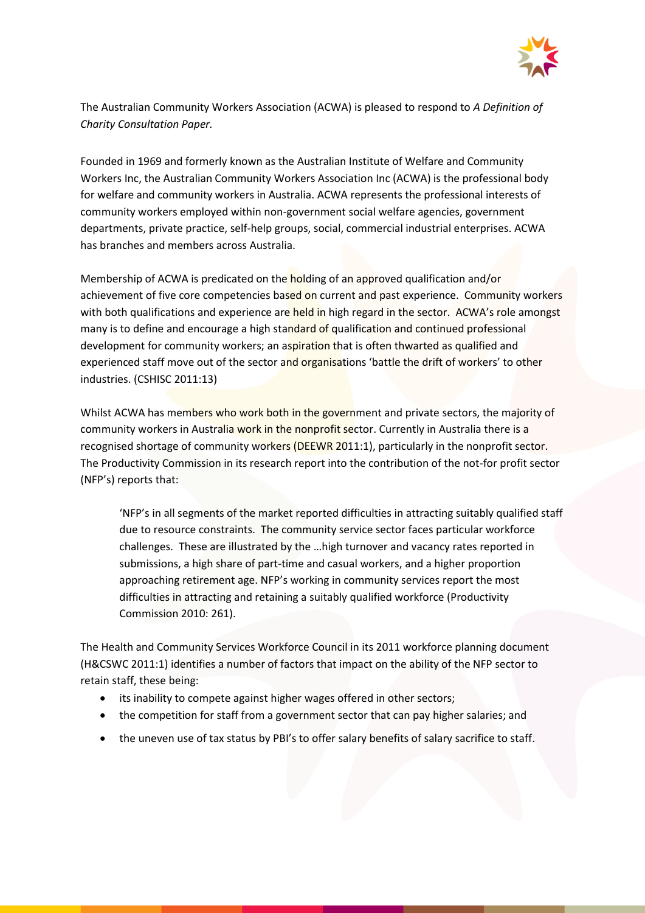The Australian Community Workers Association (ACWA) is pleased to respond to *A Definition of Charity Consultation Paper.*

Founded in 1969 and formerly known as the Australian Institute of Welfare and Community Workers Inc, the Australian Community Workers Association Inc (ACWA) is the professional body for welfare and community workers in Australia. ACWA represents the professional interests of community workers employed within non-government social welfare agencies, government departments, private practice, self-help groups, social, commercial industrial enterprises. ACWA has branches and members across Australia.

Membership of ACWA is predicated on the holding of an approved qualification and/or achievement of five core competencies based on current and past experience. Community workers with both qualifications and experience are held in high regard in the sector. ACWA's role amongst many is to define and encourage a high standard of qualification and continued professional development for community workers; an aspiration that is often thwarted as qualified and experienced staff move out of the sector and organisations 'battle the drift of workers' to other industries. (CSHISC 2011:13)

Whilst ACWA has members who work both in the government and private sectors, the majority of community workers in Australia work in the nonprofit sector. Currently in Australia there is a recognised shortage of community workers (DEEWR 2011:1), particularly in the nonprofit sector. The Productivity Commission in its research report into the contribution of the not-for profit sector (NFP's) reports that:

> 'NFP's in all segments of the market reported difficulties in attracting suitably qualified staff due to resource constraints. The community service sector faces particular workforce challenges. These are illustrated by the …high turnover and vacancy rates reported in submissions, a high share of part-time and casual workers, and a higher proportion approaching retirement age. NFP's working in community services report the most difficulties in attracting and retaining a suitably qualified workforce (Productivity Commission 2010: 261).

The Health and Community Services Workforce Council in its 2011 workforce planning document (H&CSWC 2011:1) identifies a number of factors that impact on the ability of the NFP sector to retain staff, these being:

- its inability to compete against higher wages offered in other sectors;
- the competition for staff from a government sector that can pay higher salaries; and
- the uneven use of tax status by PBI's to offer salary benefits of salary sacrifice to staff.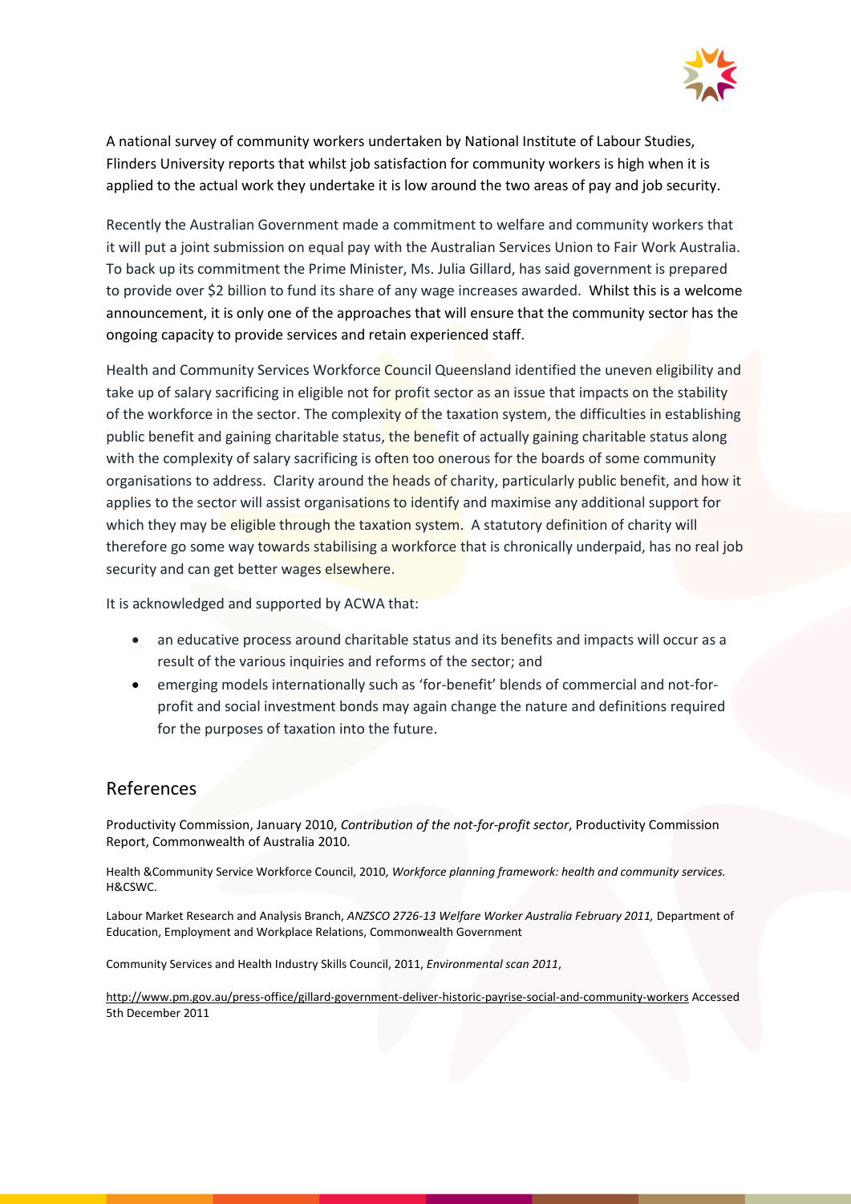A national survey of community workers undertaken by National Institute of Labour Studies, Flinders University reports that whilst job satisfaction for community workers is high when it is applied to the actual work they undertake it is low around the two areas of pay and job security.

Recently the Australian Government made a commitment to welfare and community workers that it will put a joint submission on equal pay with the Australian Services Union to Fair Work Australia. To back up its commitment the Prime Minister, Ms. Julia Gillard, has said government is prepared to provide over $2 billion to fund its share of any wage increases awarded. Whilst this is a welcome announcement, it is only one of the approaches that will ensure that the community sector has the ongoing capacity to provide services and retain experienced staff.

Health and Community Services Workforce Council Queensland identified the uneven eligibility and take up of salary sacrificing in eligible not for profit sector as an issue that impacts on the stability of the workforce in the sector. The complexity of the taxation system, the difficulties in establishing public benefit and gaining charitable status, the benefit of actually gaining charitable status along with the complexity of salary sacrificing is often too onerous for the boards of some community organisations to address. Clarity around the heads of charity, particularly public benefit, and how it applies to the sector will assist organisations to identify and maximise any additional support for which they may be eligible through the taxation system. A statutory definition of charity will therefore go some way towards stabilising a workforce that is chronically underpaid, has no real job security and can get better wages elsewhere.

It is acknowledged and supported by ACWA that:

- an educative process around charitable status and its benefits and impacts will occur as a result of the various inquiries and reforms of the sector; and
- emerging models internationally such as 'for-benefit' blends of commercial and not-for-profit and social investment bonds may again change the nature and definitions required for the purposes of taxation into the future.

## References

Productivity Commission, January 2010, *Contribution of the not-for-profit sector*, Productivity Commission Report, Commonwealth of Australia 2010.

Health &Community Service Workforce Council, 2010, *Workforce planning framework: health and community services.* H&CSWC.

Labour Market Research and Analysis Branch, *ANZSCO 2726-13 Welfare Worker Australia February 2011,* Department of Education, Employment and Workplace Relations, Commonwealth Government

Community Services and Health Industry Skills Council, 2011, *Environmental scan 2011*,

http://www.pm.gov.au/press-office/gillard-government-deliver-historic-payrise-social-and-community-workers Accessed 5th December 2011